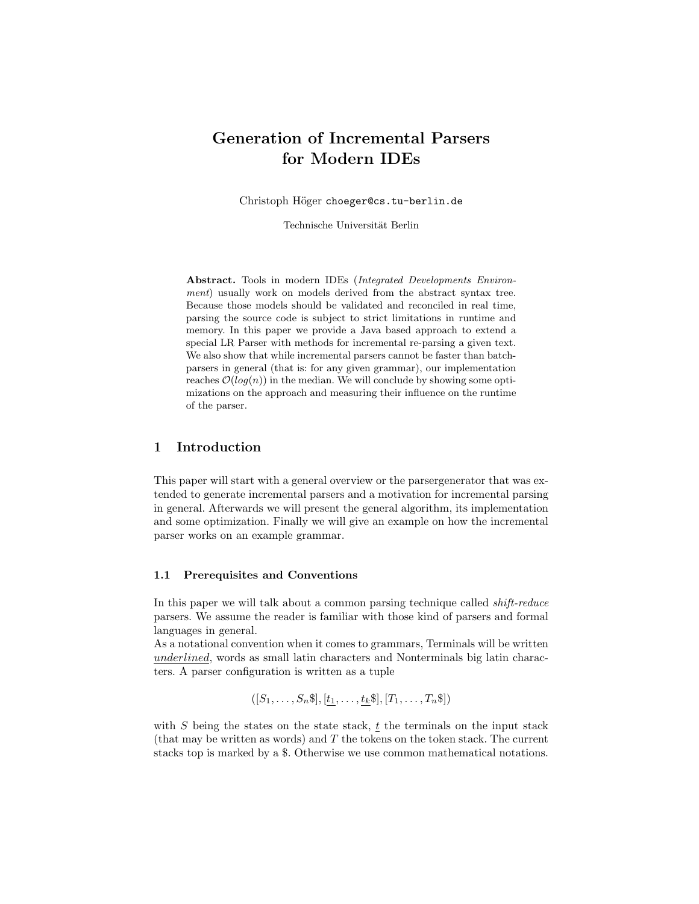# Generation of Incremental Parsers for Modern IDEs

Christoph Höger choeger@cs.tu-berlin.de

Technische Universität Berlin

**Abstract.** Tools in modern IDEs (*Integrated Developments Environment*) usually work on models derived from the abstract syntax tree. Because those models should be validated and reconciled in real time, parsing the source code is subject to strict limitations in runtime and memory. In this paper we provide a Java based approach to extend a special LR Parser with methods for incremental re-parsing a given text. We also show that while incremental parsers cannot be faster than batch-parsers in general (that is: for any given grammar), our implementation reaches $\mathcal{O}(log(n))$ in the median. We will conclude by showing some optimizations on the approach and measuring their influence on the runtime of the parser.

## 1 Introduction

This paper will start with a general overview or the parsergenerator that was extended to generate incremental parsers and a motivation for incremental parsing in general. Afterwards we will present the general algorithm, its implementation and some optimization. Finally we will give an example on how the incremental parser works on an example grammar.

### 1.1 Prerequisites and Conventions

In this paper we will talk about a common parsing technique called *shift-reduce* parsers. We assume the reader is familiar with those kind of parsers and formal languages in general.
As a notational convention when it comes to grammars, Terminals will be written underlined, words as small latin characters and Nonterminals big latin characters. A parser configuration is written as a tuple

$$([S_1, \dots, S_n\$], [\underline{t_1}, \dots, \underline{t_k}\$], [T_1, \dots, T_n\$])$$

with $S$ being the states on the state stack, $\underline{t}$ the terminals on the input stack (that may be written as words) and $T$ the tokens on the token stack. The current stacks top is marked by a \$. Otherwise we use common mathematical notations.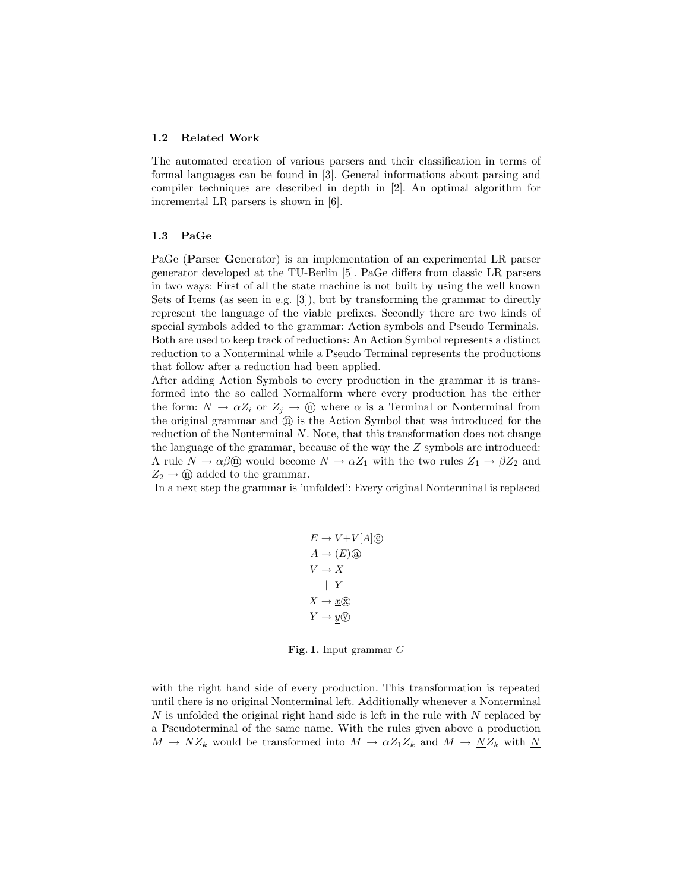### 1.2 Related Work

The automated creation of various parsers and their classification in terms of formal languages can be found in [3]. General informations about parsing and compiler techniques are described in depth in [2]. An optimal algorithm for incremental LR parsers is shown in [6].

### 1.3 PaGe

PaGe (**Pa**rser **Ge**nerator) is an implementation of an experimental LR parser generator developed at the TU-Berlin [5]. PaGe differs from classic LR parsers in two ways: First of all the state machine is not built by using the well known Sets of Items (as seen in e.g. [3]), but by transforming the grammar to directly represent the language of the viable prefixes. Secondly there are two kinds of special symbols added to the grammar: Action symbols and Pseudo Terminals. Both are used to keep track of reductions: An Action Symbol represents a distinct reduction to a Nonterminal while a Pseudo Terminal represents the productions that follow after a reduction had been applied.
After adding Action Symbols to every production in the grammar it is transformed into the so called Normalform where every production has the either the form: $N \to \alpha Z_i$ or $Z_j \to ⓝ$ where $\alpha$ is a Terminal or Nonterminal from the original grammar and ⓝ is the Action Symbol that was introduced for the reduction of the Nonterminal $N$. Note, that this transformation does not change the language of the grammar, because of the way the $Z$ symbols are introduced: A rule $N \to \alpha\beta ⓝ$ would become $N \to \alpha Z_1$ with the two rules $Z_1 \to \beta Z_2$ and $Z_2 \to ⓝ$ added to the grammar.
In a next step the grammar is 'unfolded': Every original Nonterminal is replaced

$$
\begin{aligned}
E &\to V\underline{+}V[A]ⓔ \\
A &\to \underline{(}E\underline{)}ⓐ \\
V &\to X \\
&\ \ |\ \ Y \\
X &\to \underline{x}ⓧ \\
Y &\to \underline{y}ⓨ
\end{aligned}
$$

**Fig. 1.** Input grammar $G$

with the right hand side of every production. This transformation is repeated until there is no original Nonterminal left. Additionally whenever a Nonterminal $N$ is unfolded the original right hand side is left in the rule with $N$ replaced by a Pseudoterminal of the same name. With the rules given above a production $M \to NZ_k$ would be transformed into $M \to \alpha Z_1 Z_k$ and $M \to \underline{N}Z_k$ with $\underline{N}$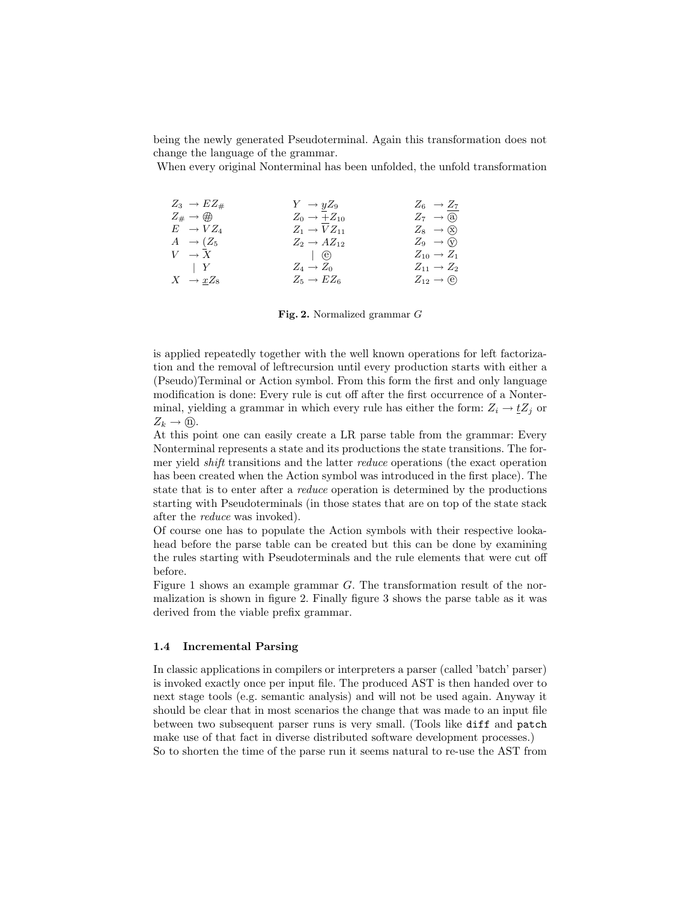being the newly generated Pseudoterminal. Again this transformation does not change the language of the grammar.

When every original Nonterminal has been unfolded, the unfold transformation

$$
\begin{array}{lll}
Z_3 \rightarrow E Z_\# & Y \rightarrow \underline{y} Z_9 & Z_6 \rightarrow \underline{Z_7} \\
Z_\# \rightarrow \textcircled{\#} & Z_0 \rightarrow \underline{+} Z_{10} & Z_7 \rightarrow \textcircled{a} \\
E \rightarrow V Z_4 & Z_1 \rightarrow \underline{V} Z_{11} & Z_8 \rightarrow \textcircled{x} \\
A \rightarrow \underline{(} Z_5 & Z_2 \rightarrow A Z_{12} & Z_9 \rightarrow \textcircled{y} \\
V \rightarrow \overline{X} & \quad \mid \textcircled{e} & Z_{10} \rightarrow Z_1 \\
\quad \mid Y & Z_4 \rightarrow Z_0 & Z_{11} \rightarrow Z_2 \\
X \rightarrow \underline{x} Z_8 & Z_5 \rightarrow E Z_6 & Z_{12} \rightarrow \textcircled{e}
\end{array}
$$

**Fig. 2.** Normalized grammar $G$

is applied repeatedly together with the well known operations for left factorization and the removal of leftrecursion until every production starts with either a (Pseudo)Terminal or Action symbol. From this form the first and only language modification is done: Every rule is cut off after the first occurrence of a Nonterminal, yielding a grammar in which every rule has either the form: $Z_i \rightarrow \underline{t} Z_j$ or $Z_k \rightarrow \textcircled{n}$.

At this point one can easily create a LR parse table from the grammar: Every Nonterminal represents a state and its productions the state transitions. The former yield *shift* transitions and the latter *reduce* operations (the exact operation has been created when the Action symbol was introduced in the first place). The state that is to enter after a *reduce* operation is determined by the productions starting with Pseudoterminals (in those states that are on top of the state stack after the *reduce* was invoked).

Of course one has to populate the Action symbols with their respective lookahead before the parse table can be created but this can be done by examining the rules starting with Pseudoterminals and the rule elements that were cut off before.

Figure 1 shows an example grammar $G$. The transformation result of the normalization is shown in figure 2. Finally figure 3 shows the parse table as it was derived from the viable prefix grammar.

### 1.4 Incremental Parsing

In classic applications in compilers or interpreters a parser (called 'batch' parser) is invoked exactly once per input file. The produced AST is then handed over to next stage tools (e.g. semantic analysis) and will not be used again. Anyway it should be clear that in most scenarios the change that was made to an input file between two subsequent parser runs is very small. (Tools like `diff` and `patch` make use of that fact in diverse distributed software development processes.)

So to shorten the time of the parse run it seems natural to re-use the AST from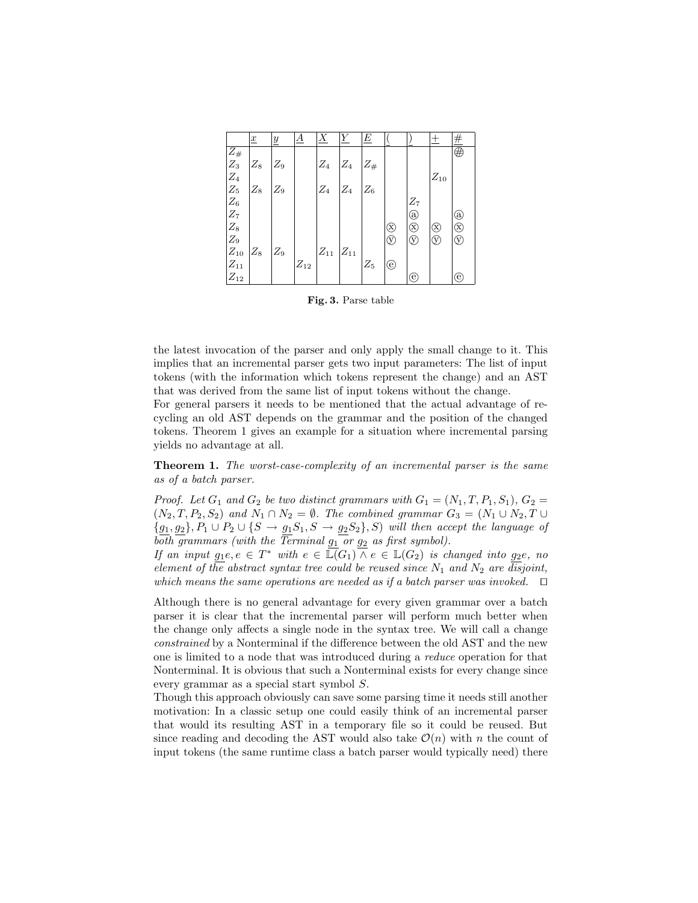|  | $\underline{x}$ | $\underline{y}$ | $\underline{A}$ | $\underline{X}$ | $\underline{Y}$ | $\underline{E}$ | $\underline{(}$ | $\underline{)}$ | $\underline{+}$ | $\underline{\#}$ |
|---|---|---|---|---|---|---|---|---|---|---|
| $Z_\#$ |  |  |  |  |  |  |  |  |  | ⊕ |
| $Z_3$ | $Z_8$ | $Z_9$ |  | $Z_4$ | $Z_4$ | $Z_\#$ |  |  |  |  |
| $Z_4$ |  |  |  |  |  |  |  |  | $Z_{10}$ |  |
| $Z_5$ | $Z_8$ | $Z_9$ |  | $Z_4$ | $Z_4$ | $Z_6$ |  |  |  |  |
| $Z_6$ |  |  |  |  |  |  |  | $Z_7$ |  |  |
| $Z_7$ |  |  |  |  |  |  |  | ⓐ |  | ⓐ |
| $Z_8$ |  |  |  |  |  |  | ⓧ | ⓧ | ⓧ | ⓧ |
| $Z_9$ |  |  |  |  |  |  | ⓨ | ⓨ | ⓨ | ⓨ |
| $Z_{10}$ | $Z_8$ | $Z_9$ |  | $Z_{11}$ | $Z_{11}$ |  |  |  |  |  |
| $Z_{11}$ |  |  | $Z_{12}$ |  |  | $Z_5$ | ⓔ |  |  |  |
| $Z_{12}$ |  |  |  |  |  |  |  | ⓔ |  | ⓔ |

**Fig. 3.** Parse table

the latest invocation of the parser and only apply the small change to it. This implies that an incremental parser gets two input parameters: The list of input tokens (with the information which tokens represent the change) and an AST that was derived from the same list of input tokens without the change.
For general parsers it needs to be mentioned that the actual advantage of recycling an old AST depends on the grammar and the position of the changed tokens. Theorem 1 gives an example for a situation where incremental parsing yields no advantage at all.

**Theorem 1.** *The worst-case-complexity of an incremental parser is the same as of a batch parser.*

*Proof.* *Let $G_1$ and $G_2$ be two distinct grammars with $G_1 = (N_1, T, P_1, S_1)$, $G_2 = (N_2, T, P_2, S_2)$ and $N_1 \cap N_2 = \emptyset$. The combined grammar $G_3 = (N_1 \cup N_2, T \cup \{\underline{g_1}, \underline{g_2}\}, P_1 \cup P_2 \cup \{S \rightarrow \underline{g_1} S_1, S \rightarrow \underline{g_2} S_2\}, S)$ will then accept the language of both grammars (with the Terminal $\underline{g_1}$ or $\underline{g_2}$ as first symbol).*
*If an input $\underline{g_1} e, e \in T^*$ with $e \in \mathbb{L}(G_1) \wedge e \in \mathbb{L}(G_2)$ is changed into $\underline{g_2} e$, no element of the abstract syntax tree could be reused since $N_1$ and $N_2$ are disjoint, which means the same operations are needed as if a batch parser was invoked.* ⊓⊔

Although there is no general advantage for every given grammar over a batch parser it is clear that the incremental parser will perform much better when the change only affects a single node in the syntax tree. We will call a change *constrained* by a Nonterminal if the difference between the old AST and the new one is limited to a node that was introduced during a *reduce* operation for that Nonterminal. It is obvious that such a Nonterminal exists for every change since every grammar as a special start symbol $S$.
Though this approach obviously can save some parsing time it needs still another motivation: In a classic setup one could easily think of an incremental parser that would its resulting AST in a temporary file so it could be reused. But since reading and decoding the AST would also take $\mathcal{O}(n)$ with $n$ the count of input tokens (the same runtime class a batch parser would typically need) there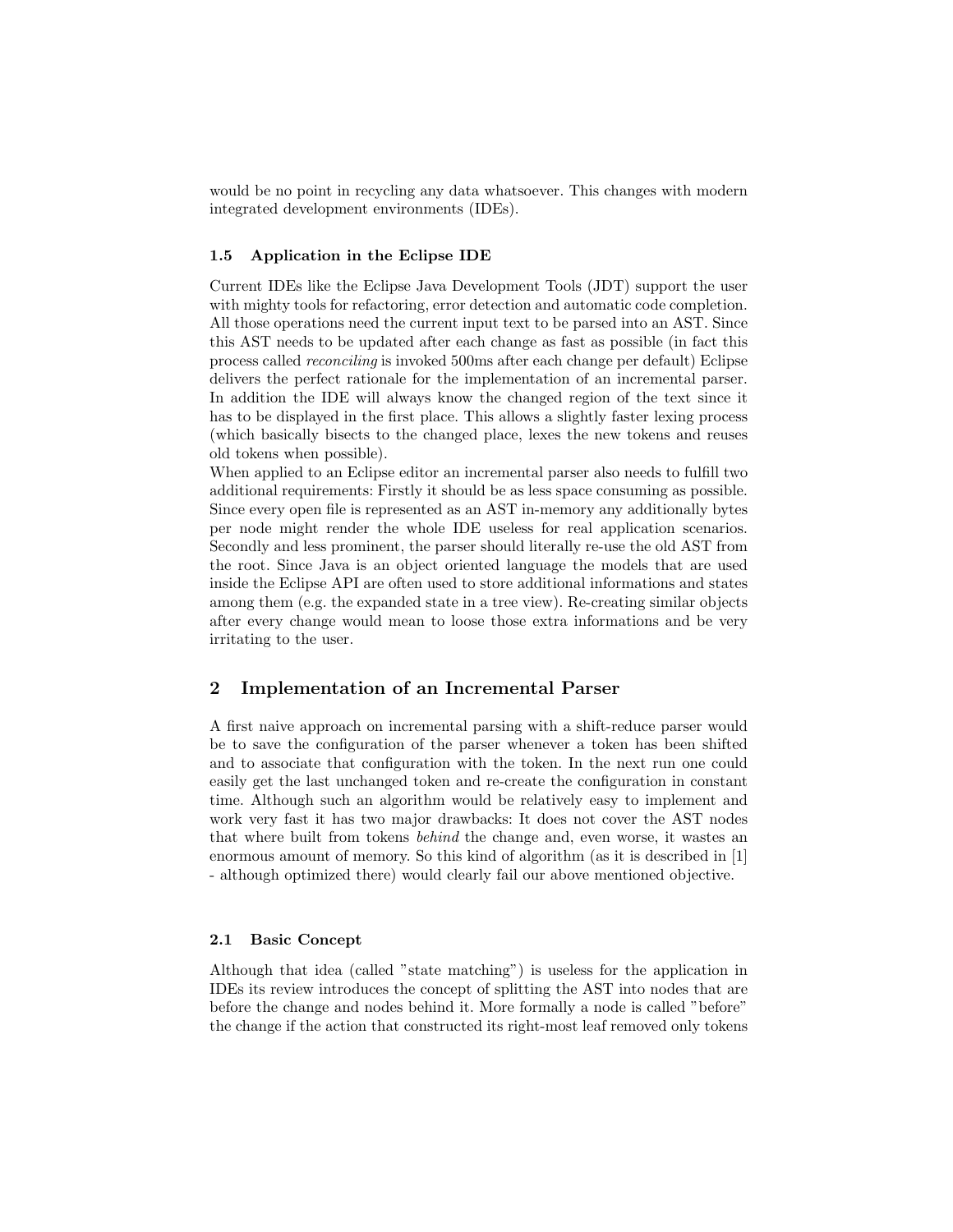would be no point in recycling any data whatsoever. This changes with modern integrated development environments (IDEs).

### 1.5 Application in the Eclipse IDE

Current IDEs like the Eclipse Java Development Tools (JDT) support the user with mighty tools for refactoring, error detection and automatic code completion. All those operations need the current input text to be parsed into an AST. Since this AST needs to be updated after each change as fast as possible (in fact this process called *reconciling* is invoked 500ms after each change per default) Eclipse delivers the perfect rationale for the implementation of an incremental parser. In addition the IDE will always know the changed region of the text since it has to be displayed in the first place. This allows a slightly faster lexing process (which basically bisects to the changed place, lexes the new tokens and reuses old tokens when possible).
When applied to an Eclipse editor an incremental parser also needs to fulfill two additional requirements: Firstly it should be as less space consuming as possible. Since every open file is represented as an AST in-memory any additionally bytes per node might render the whole IDE useless for real application scenarios. Secondly and less prominent, the parser should literally re-use the old AST from the root. Since Java is an object oriented language the models that are used inside the Eclipse API are often used to store additional informations and states among them (e.g. the expanded state in a tree view). Re-creating similar objects after every change would mean to loose those extra informations and be very irritating to the user.

## 2 Implementation of an Incremental Parser

A first naive approach on incremental parsing with a shift-reduce parser would be to save the configuration of the parser whenever a token has been shifted and to associate that configuration with the token. In the next run one could easily get the last unchanged token and re-create the configuration in constant time. Although such an algorithm would be relatively easy to implement and work very fast it has two major drawbacks: It does not cover the AST nodes that where built from tokens *behind* the change and, even worse, it wastes an enormous amount of memory. So this kind of algorithm (as it is described in [1] - although optimized there) would clearly fail our above mentioned objective.

### 2.1 Basic Concept

Although that idea (called "state matching") is useless for the application in IDEs its review introduces the concept of splitting the AST into nodes that are before the change and nodes behind it. More formally a node is called "before" the change if the action that constructed its right-most leaf removed only tokens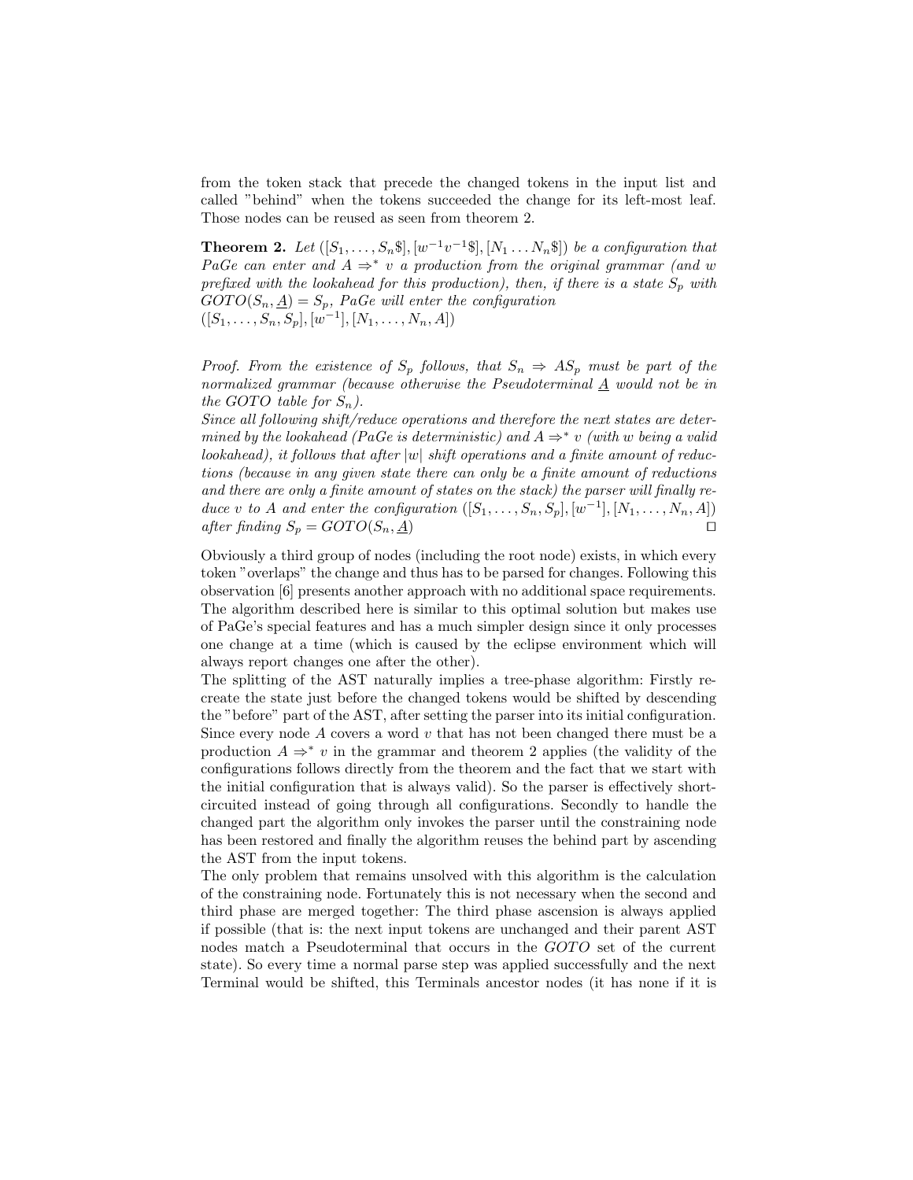from the token stack that precede the changed tokens in the input list and called "behind" when the tokens succeeded the change for its left-most leaf. Those nodes can be reused as seen from theorem 2.

**Theorem 2.** *Let* $([S_1, \ldots, S_n\$], [w^{-1}v^{-1}\$], [N_1 \ldots N_n\$])$ *be a configuration that PaGe can enter and* $A \Rightarrow^* v$ *a production from the original grammar (and* $w$ *prefixed with the lookahead for this production), then, if there is a state* $S_p$ *with* $GOTO(S_n, \underline{A}) = S_p$*, PaGe will enter the configuration* $([S_1, \ldots, S_n, S_p], [w^{-1}], [N_1, \ldots, N_n, A])$

*Proof. From the existence of* $S_p$ *follows, that* $S_n \Rightarrow AS_p$ *must be part of the normalized grammar (because otherwise the Pseudoterminal* $\underline{A}$ *would not be in the* $GOTO$ *table for* $S_n$*).*
*Since all following shift/reduce operations and therefore the next states are determined by the lookahead (PaGe is deterministic) and* $A \Rightarrow^* v$ *(with* $w$ *being a valid lookahead), it follows that after* $|w|$ *shift operations and a finite amount of reductions (because in any given state there can only be a finite amount of reductions and there are only a finite amount of states on the stack) the parser will finally reduce* $v$ *to* $A$ *and enter the configuration* $([S_1, \ldots, S_n, S_p], [w^{-1}], [N_1, \ldots, N_n, A])$ *after finding* $S_p = GOTO(S_n, \underline{A})$ □

Obviously a third group of nodes (including the root node) exists, in which every token "overlaps" the change and thus has to be parsed for changes. Following this observation [6] presents another approach with no additional space requirements. The algorithm described here is similar to this optimal solution but makes use of PaGe's special features and has a much simpler design since it only processes one change at a time (which is caused by the eclipse environment which will always report changes one after the other).
The splitting of the AST naturally implies a tree-phase algorithm: Firstly recreate the state just before the changed tokens would be shifted by descending the "before" part of the AST, after setting the parser into its initial configuration. Since every node $A$ covers a word $v$ that has not been changed there must be a production $A \Rightarrow^* v$ in the grammar and theorem 2 applies (the validity of the configurations follows directly from the theorem and the fact that we start with the initial configuration that is always valid). So the parser is effectively short-circuited instead of going through all configurations. Secondly to handle the changed part the algorithm only invokes the parser until the constraining node has been restored and finally the algorithm reuses the behind part by ascending the AST from the input tokens.
The only problem that remains unsolved with this algorithm is the calculation of the constraining node. Fortunately this is not necessary when the second and third phase are merged together: The third phase ascension is always applied if possible (that is: the next input tokens are unchanged and their parent AST nodes match a Pseudoterminal that occurs in the $GOTO$ set of the current state). So every time a normal parse step was applied successfully and the next Terminal would be shifted, this Terminals ancestor nodes (it has none if it is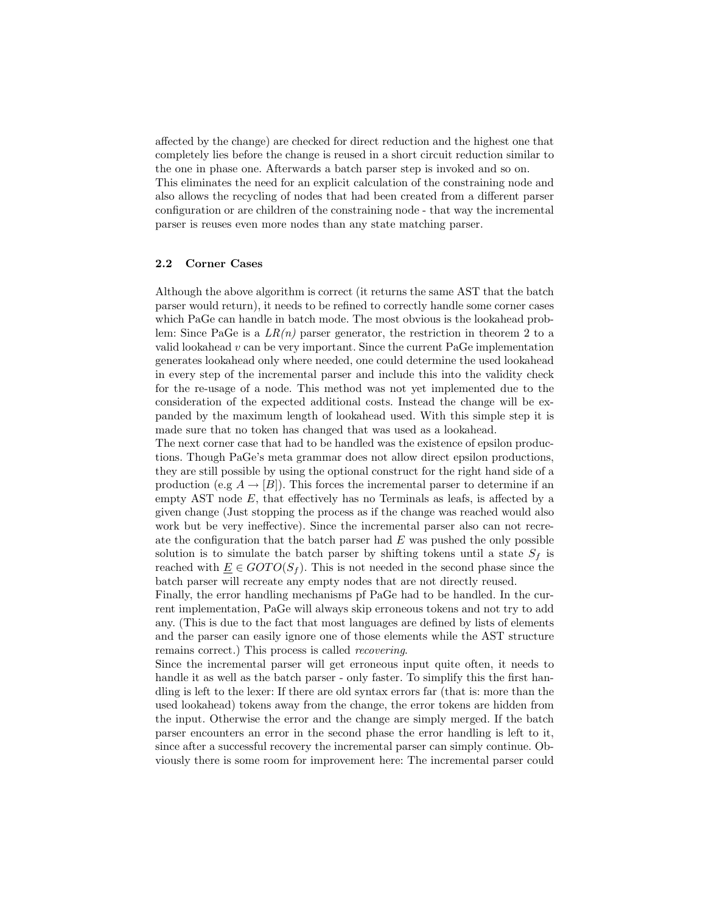affected by the change) are checked for direct reduction and the highest one that completely lies before the change is reused in a short circuit reduction similar to the one in phase one. Afterwards a batch parser step is invoked and so on.
This eliminates the need for an explicit calculation of the constraining node and also allows the recycling of nodes that had been created from a different parser configuration or are children of the constraining node - that way the incremental parser is reuses even more nodes than any state matching parser.

### 2.2 Corner Cases

Although the above algorithm is correct (it returns the same AST that the batch parser would return), it needs to be refined to correctly handle some corner cases which PaGe can handle in batch mode. The most obvious is the lookahead problem: Since PaGe is a *LR(n)* parser generator, the restriction in theorem 2 to a valid lookahead $v$ can be very important. Since the current PaGe implementation generates lookahead only where needed, one could determine the used lookahead in every step of the incremental parser and include this into the validity check for the re-usage of a node. This method was not yet implemented due to the consideration of the expected additional costs. Instead the change will be expanded by the maximum length of lookahead used. With this simple step it is made sure that no token has changed that was used as a lookahead.
The next corner case that had to be handled was the existence of epsilon productions. Though PaGe's meta grammar does not allow direct epsilon productions, they are still possible by using the optional construct for the right hand side of a production (e.g $A \rightarrow [B]$). This forces the incremental parser to determine if an empty AST node $E$, that effectively has no Terminals as leafs, is affected by a given change (Just stopping the process as if the change was reached would also work but be very ineffective). Since the incremental parser also can not recreate the configuration that the batch parser had $E$ was pushed the only possible solution is to simulate the batch parser by shifting tokens until a state $S_f$ is reached with $\underline{E} \in GOTO(S_f)$. This is not needed in the second phase since the batch parser will recreate any empty nodes that are not directly reused.
Finally, the error handling mechanisms pf PaGe had to be handled. In the current implementation, PaGe will always skip erroneous tokens and not try to add any. (This is due to the fact that most languages are defined by lists of elements and the parser can easily ignore one of those elements while the AST structure remains correct.) This process is called *recovering*.
Since the incremental parser will get erroneous input quite often, it needs to handle it as well as the batch parser - only faster. To simplify this the first handling is left to the lexer: If there are old syntax errors far (that is: more than the used lookahead) tokens away from the change, the error tokens are hidden from the input. Otherwise the error and the change are simply merged. If the batch parser encounters an error in the second phase the error handling is left to it, since after a successful recovery the incremental parser can simply continue. Obviously there is some room for improvement here: The incremental parser could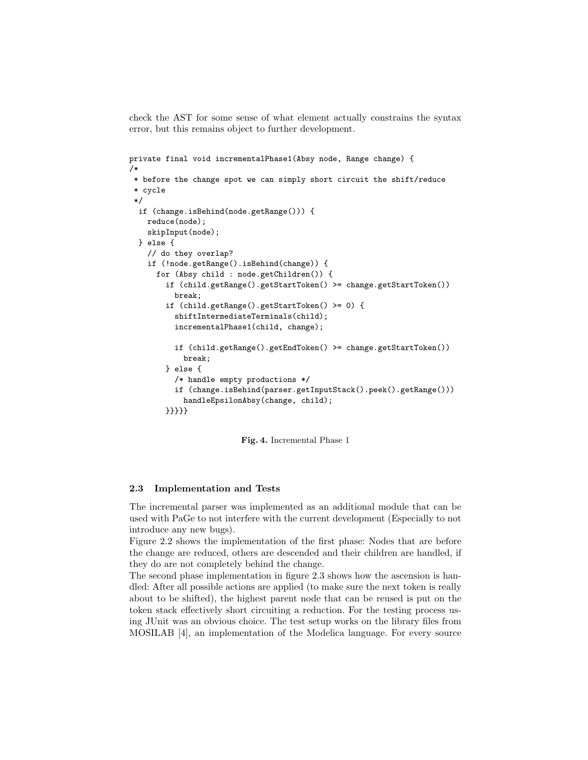check the AST for some sense of what element actually constrains the syntax error, but this remains object to further development.

```
private final void incrementalPhase1(Absy node, Range change) {
/*
 * before the change spot we can simply short circuit the shift/reduce
 * cycle
 */
  if (change.isBehind(node.getRange())) {
    reduce(node);
    skipInput(node);
  } else {
    // do they overlap?
    if (!node.getRange().isBehind(change)) {
      for (Absy child : node.getChildren()) {
        if (child.getRange().getStartToken() >= change.getStartToken())
          break;
        if (child.getRange().getStartToken() >= 0) {
          shiftIntermediateTerminals(child);
          incrementalPhase1(child, change);

          if (child.getRange().getEndToken() >= change.getStartToken())
            break;
        } else {
          /* handle empty productions */
          if (change.isBehind(parser.getInputStack().peek().getRange()))
            handleEpsilonAbsy(change, child);
        }}}}}
```

**Fig. 4.** Incremental Phase 1

### 2.3 Implementation and Tests

The incremental parser was implemented as an additional module that can be used with PaGe to not interfere with the current development (Especially to not introduce any new bugs).

Figure 2.2 shows the implementation of the first phase: Nodes that are before the change are reduced, others are descended and their children are handled, if they do are not completely behind the change.

The second phase implementation in figure 2.3 shows how the ascension is handled: After all possible actions are applied (to make sure the next token is really about to be shifted), the highest parent node that can be reused is put on the token stack effectively short circuiting a reduction. For the testing process using JUnit was an obvious choice. The test setup works on the library files from MOSILAB [4], an implementation of the Modelica language. For every source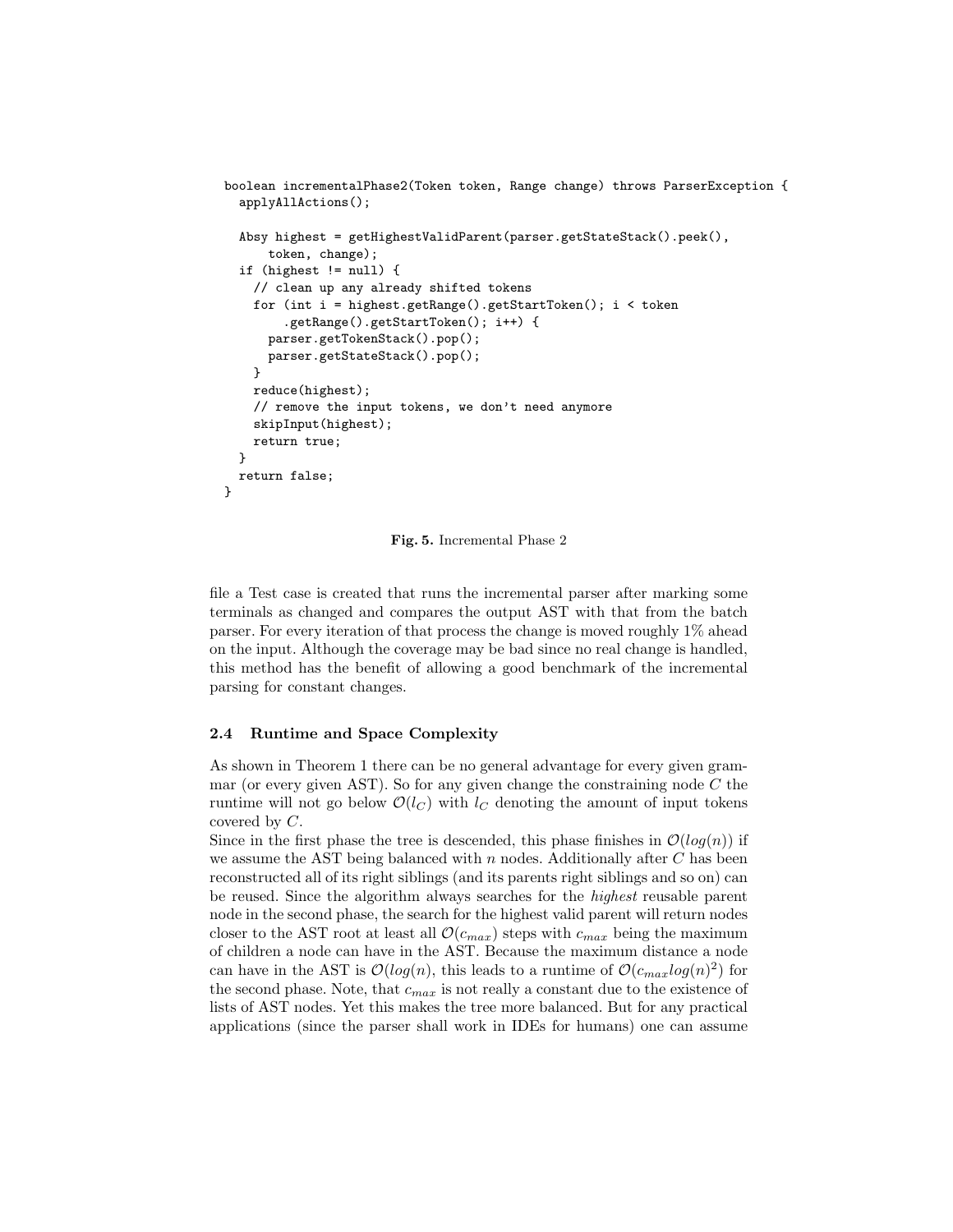```
boolean incrementalPhase2(Token token, Range change) throws ParserException {
  applyAllActions();

  Absy highest = getHighestValidParent(parser.getStateStack().peek(),
      token, change);
  if (highest != null) {
    // clean up any already shifted tokens
    for (int i = highest.getRange().getStartToken(); i < token
        .getRange().getStartToken(); i++) {
      parser.getTokenStack().pop();
      parser.getStateStack().pop();
    }
    reduce(highest);
    // remove the input tokens, we don't need anymore
    skipInput(highest);
    return true;
  }
  return false;
}
```

**Fig. 5.** Incremental Phase 2

file a Test case is created that runs the incremental parser after marking some terminals as changed and compares the output AST with that from the batch parser. For every iteration of that process the change is moved roughly 1% ahead on the input. Although the coverage may be bad since no real change is handled, this method has the benefit of allowing a good benchmark of the incremental parsing for constant changes.

### 2.4 Runtime and Space Complexity

As shown in Theorem 1 there can be no general advantage for every given grammar (or every given AST). So for any given change the constraining node $C$ the runtime will not go below $\mathcal{O}(l_C)$ with $l_C$ denoting the amount of input tokens covered by $C$.

Since in the first phase the tree is descended, this phase finishes in $\mathcal{O}(log(n))$ if we assume the AST being balanced with $n$ nodes. Additionally after $C$ has been reconstructed all of its right siblings (and its parents right siblings and so on) can be reused. Since the algorithm always searches for the *highest* reusable parent node in the second phase, the search for the highest valid parent will return nodes closer to the AST root at least all $\mathcal{O}(c_{max})$ steps with $c_{max}$ being the maximum of children a node can have in the AST. Because the maximum distance a node can have in the AST is $\mathcal{O}(log(n)$, this leads to a runtime of $\mathcal{O}(c_{max}log(n)^2)$ for the second phase. Note, that $c_{max}$ is not really a constant due to the existence of lists of AST nodes. Yet this makes the tree more balanced. But for any practical applications (since the parser shall work in IDEs for humans) one can assume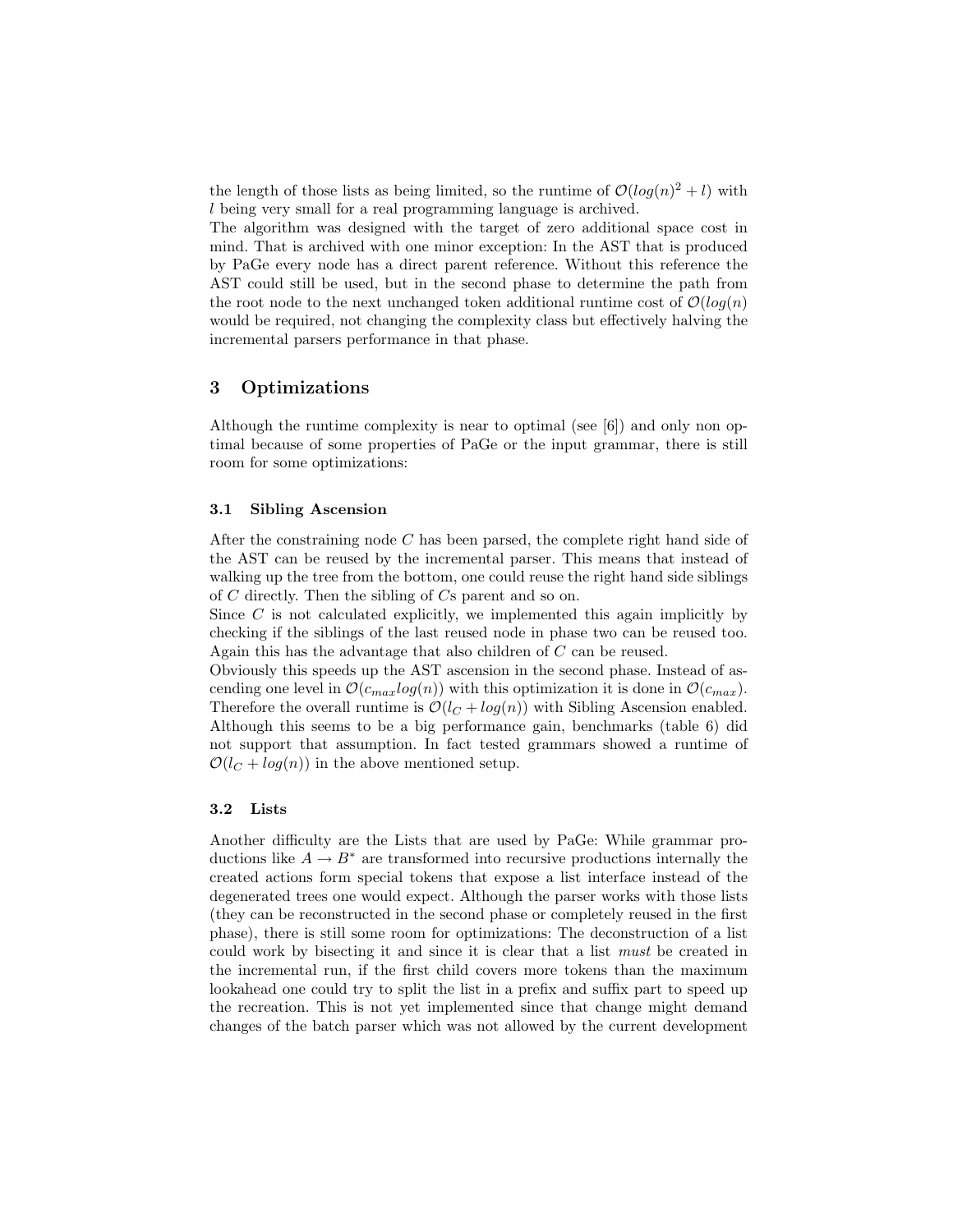the length of those lists as being limited, so the runtime of $\mathcal{O}(log(n)^2 + l)$ with $l$ being very small for a real programming language is archived.
The algorithm was designed with the target of zero additional space cost in mind. That is archived with one minor exception: In the AST that is produced by PaGe every node has a direct parent reference. Without this reference the AST could still be used, but in the second phase to determine the path from the root node to the next unchanged token additional runtime cost of $\mathcal{O}(log(n)$ would be required, not changing the complexity class but effectively halving the incremental parsers performance in that phase.

## 3 Optimizations

Although the runtime complexity is near to optimal (see [6]) and only non optimal because of some properties of PaGe or the input grammar, there is still room for some optimizations:

### 3.1 Sibling Ascension

After the constraining node $C$ has been parsed, the complete right hand side of the AST can be reused by the incremental parser. This means that instead of walking up the tree from the bottom, one could reuse the right hand side siblings of $C$ directly. Then the sibling of $C$s parent and so on.
Since $C$ is not calculated explicitly, we implemented this again implicitly by checking if the siblings of the last reused node in phase two can be reused too. Again this has the advantage that also children of $C$ can be reused.
Obviously this speeds up the AST ascension in the second phase. Instead of ascending one level in $\mathcal{O}(c_{max}log(n))$ with this optimization it is done in $\mathcal{O}(c_{max})$. Therefore the overall runtime is $\mathcal{O}(l_C + log(n))$ with Sibling Ascension enabled. Although this seems to be a big performance gain, benchmarks (table 6) did not support that assumption. In fact tested grammars showed a runtime of $\mathcal{O}(l_C + log(n))$ in the above mentioned setup.

### 3.2 Lists

Another difficulty are the Lists that are used by PaGe: While grammar productions like $A \rightarrow B^*$ are transformed into recursive productions internally the created actions form special tokens that expose a list interface instead of the degenerated trees one would expect. Although the parser works with those lists (they can be reconstructed in the second phase or completely reused in the first phase), there is still some room for optimizations: The deconstruction of a list could work by bisecting it and since it is clear that a list *must* be created in the incremental run, if the first child covers more tokens than the maximum lookahead one could try to split the list in a prefix and suffix part to speed up the recreation. This is not yet implemented since that change might demand changes of the batch parser which was not allowed by the current development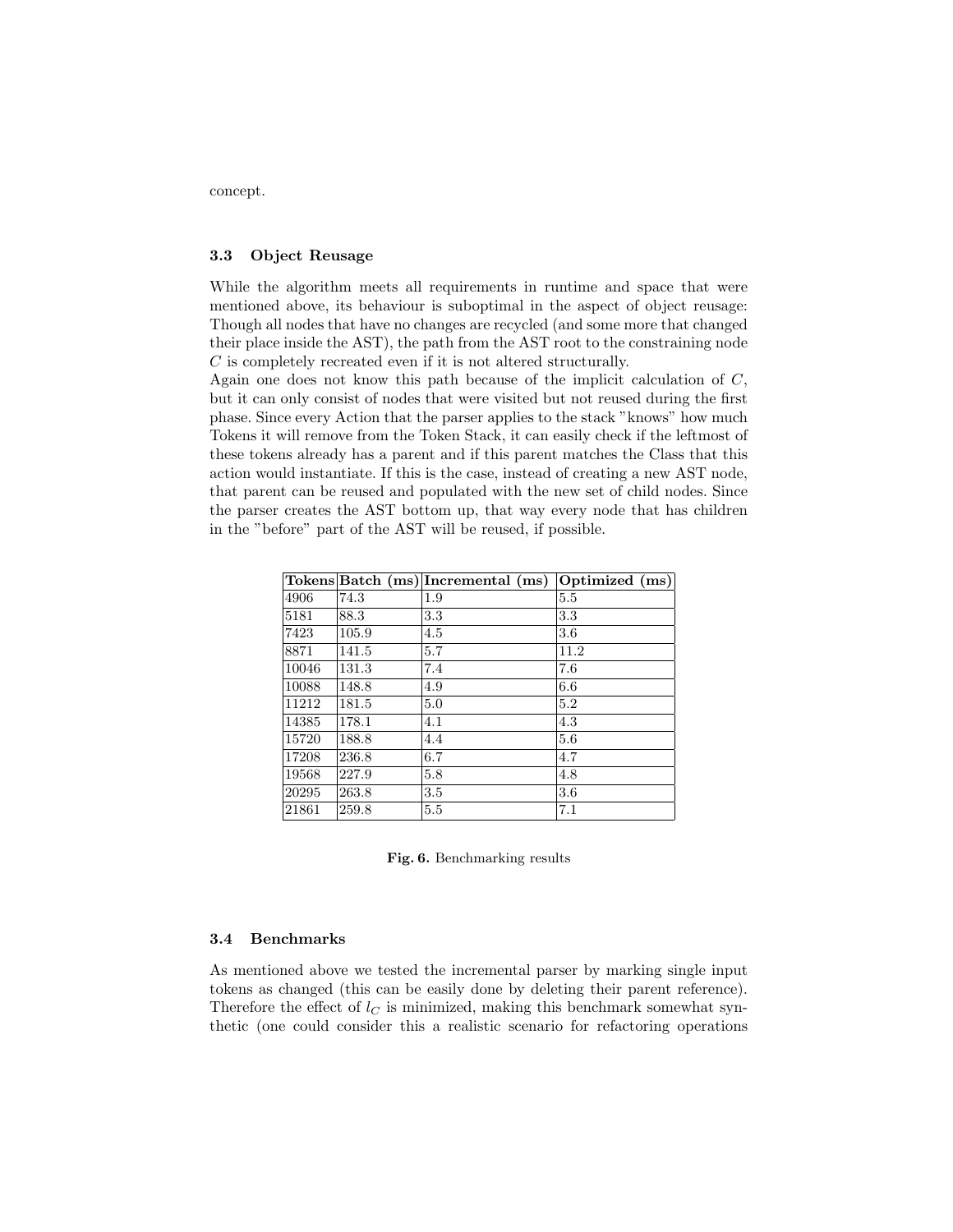concept.

### 3.3 Object Reusage

While the algorithm meets all requirements in runtime and space that were mentioned above, its behaviour is suboptimal in the aspect of object reusage: Though all nodes that have no changes are recycled (and some more that changed their place inside the AST), the path from the AST root to the constraining node $C$ is completely recreated even if it is not altered structurally.
Again one does not know this path because of the implicit calculation of $C$, but it can only consist of nodes that were visited but not reused during the first phase. Since every Action that the parser applies to the stack "knows" how much Tokens it will remove from the Token Stack, it can easily check if the leftmost of these tokens already has a parent and if this parent matches the Class that this action would instantiate. If this is the case, instead of creating a new AST node, that parent can be reused and populated with the new set of child nodes. Since the parser creates the AST bottom up, that way every node that has children in the "before" part of the AST will be reused, if possible.

| Tokens | Batch (ms) | Incremental (ms) | Optimized (ms) |
|---|---|---|---|
| 4906 | 74.3 | 1.9 | 5.5 |
| 5181 | 88.3 | 3.3 | 3.3 |
| 7423 | 105.9 | 4.5 | 3.6 |
| 8871 | 141.5 | 5.7 | 11.2 |
| 10046 | 131.3 | 7.4 | 7.6 |
| 10088 | 148.8 | 4.9 | 6.6 |
| 11212 | 181.5 | 5.0 | 5.2 |
| 14385 | 178.1 | 4.1 | 4.3 |
| 15720 | 188.8 | 4.4 | 5.6 |
| 17208 | 236.8 | 6.7 | 4.7 |
| 19568 | 227.9 | 5.8 | 4.8 |
| 20295 | 263.8 | 3.5 | 3.6 |
| 21861 | 259.8 | 5.5 | 7.1 |

**Fig. 6.** Benchmarking results

### 3.4 Benchmarks

As mentioned above we tested the incremental parser by marking single input tokens as changed (this can be easily done by deleting their parent reference). Therefore the effect of $l_C$ is minimized, making this benchmark somewhat synthetic (one could consider this a realistic scenario for refactoring operations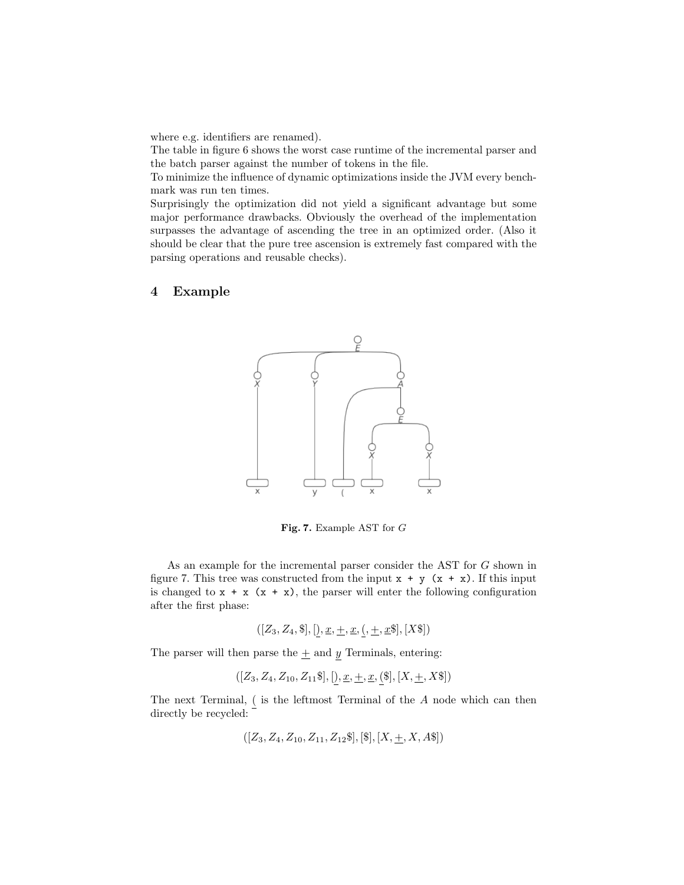where e.g. identifiers are renamed).
The table in figure 6 shows the worst case runtime of the incremental parser and the batch parser against the number of tokens in the file.
To minimize the influence of dynamic optimizations inside the JVM every benchmark was run ten times.
Surprisingly the optimization did not yield a significant advantage but some major performance drawbacks. Obviously the overhead of the implementation surpasses the advantage of ascending the tree in an optimized order. (Also it should be clear that the pure tree ascension is extremely fast compared with the parsing operations and reusable checks).

## 4 Example

**Fig. 7.** Example AST for $G$

As an example for the incremental parser consider the AST for $G$ shown in figure 7. This tree was constructed from the input `x + y (x + x)`. If this input is changed to `x + x (x + x)`, the parser will enter the following configuration after the first phase:

$$([Z_3, Z_4, \$], [\underline{)}, \underline{x}, \underline{+}, \underline{x}, \underline{(}, \underline{+}, \underline{x}\$], [X\$])$$

The parser will then parse the $\underline{+}$ and $\underline{y}$ Terminals, entering:

$$([Z_3, Z_4, Z_{10}, Z_{11}\$], [\underline{)}, \underline{x}, \underline{+}, \underline{x}, \underline{(}\$], [X, \underline{+}, X\$])$$

The next Terminal, $\underline{(}$ is the leftmost Terminal of the $A$ node which can then directly be recycled:

$$([Z_3, Z_4, Z_{10}, Z_{11}, Z_{12}\$], [\$], [X, \underline{+}, X, A\$])$$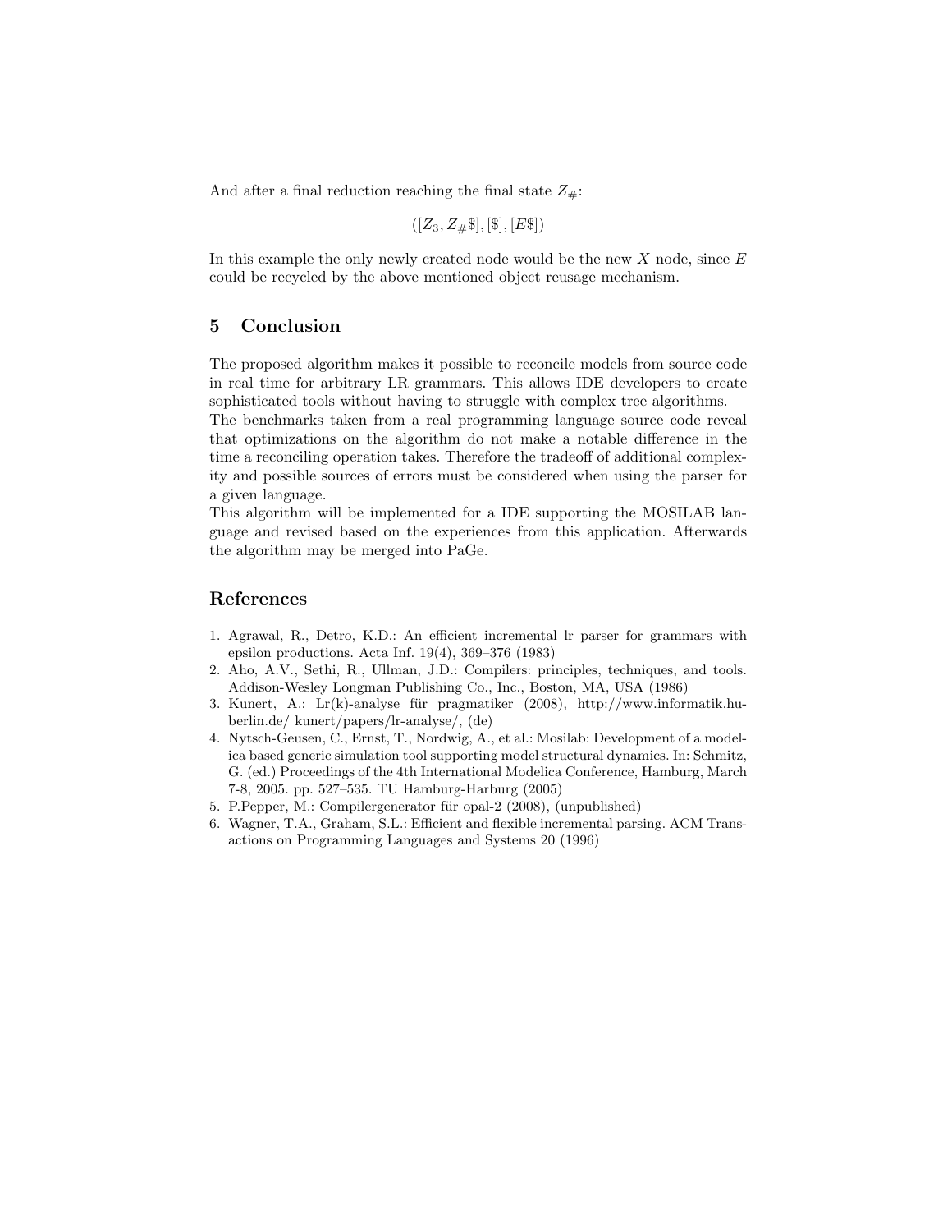And after a final reduction reaching the final state $Z_{\#}$:

$$([Z_3, Z_{\#}\$], [\$], [E\$])$$

In this example the only newly created node would be the new $X$ node, since $E$ could be recycled by the above mentioned object reusage mechanism.

## 5 Conclusion

The proposed algorithm makes it possible to reconcile models from source code in real time for arbitrary LR grammars. This allows IDE developers to create sophisticated tools without having to struggle with complex tree algorithms.
The benchmarks taken from a real programming language source code reveal that optimizations on the algorithm do not make a notable difference in the time a reconciling operation takes. Therefore the tradeoff of additional complexity and possible sources of errors must be considered when using the parser for a given language.
This algorithm will be implemented for a IDE supporting the MOSILAB language and revised based on the experiences from this application. Afterwards the algorithm may be merged into PaGe.

## References

1. Agrawal, R., Detro, K.D.: An efficient incremental lr parser for grammars with epsilon productions. Acta Inf. 19(4), 369–376 (1983)
2. Aho, A.V., Sethi, R., Ullman, J.D.: Compilers: principles, techniques, and tools. Addison-Wesley Longman Publishing Co., Inc., Boston, MA, USA (1986)
3. Kunert, A.: Lr(k)-analyse für pragmatiker (2008), http://www.informatik.hu-berlin.de/ kunert/papers/lr-analyse/, (de)
4. Nytsch-Geusen, C., Ernst, T., Nordwig, A., et al.: Mosilab: Development of a modelica based generic simulation tool supporting model structural dynamics. In: Schmitz, G. (ed.) Proceedings of the 4th International Modelica Conference, Hamburg, March 7-8, 2005. pp. 527–535. TU Hamburg-Harburg (2005)
5. P.Pepper, M.: Compilergenerator für opal-2 (2008), (unpublished)
6. Wagner, T.A., Graham, S.L.: Efficient and flexible incremental parsing. ACM Transactions on Programming Languages and Systems 20 (1996)